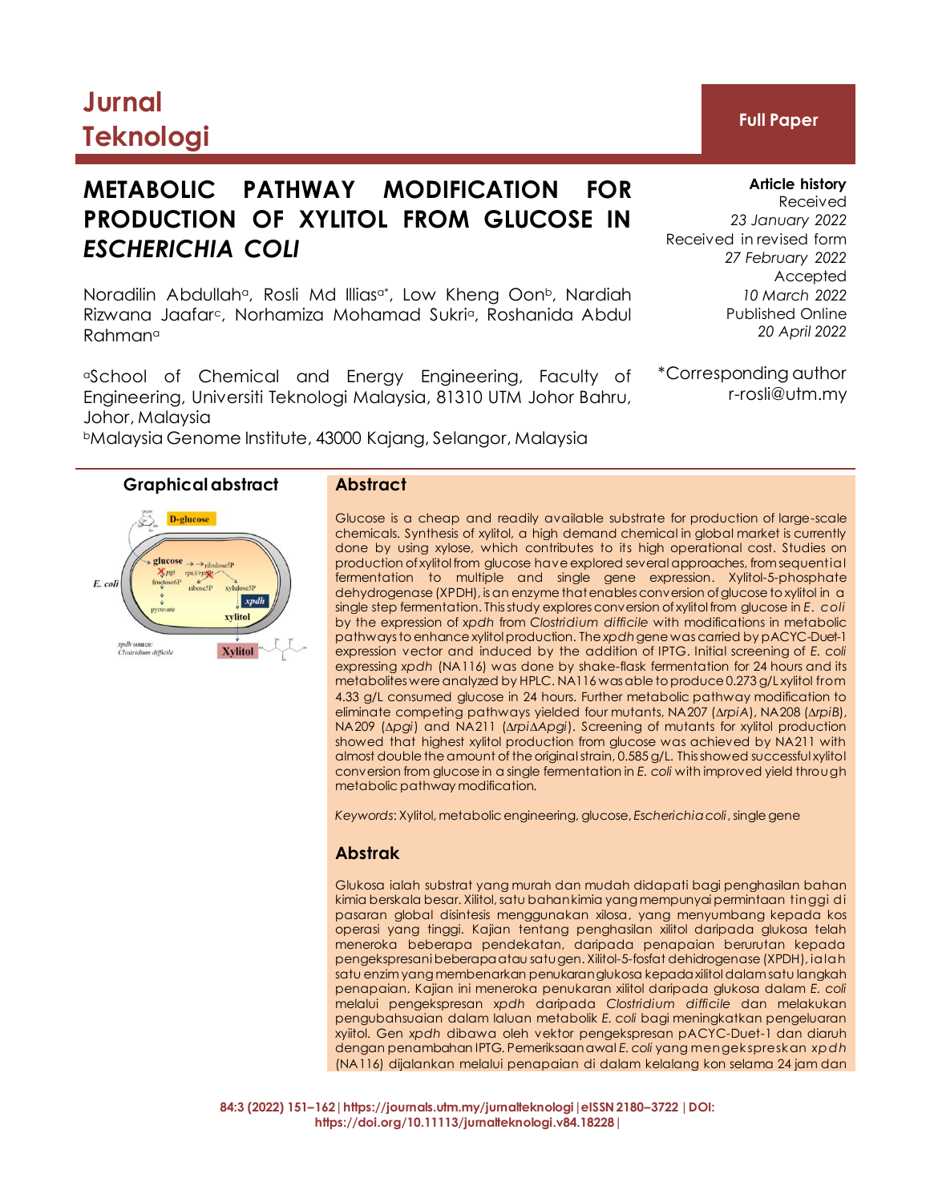# Jurnal Teknologi

**Full Paper**

# METABOLIC PATHWAY MODIFICATION FOR PRODUCTION OF XYLITOL FROM GLUCOSE IN *ESCHERICHIA COLI*

Noradilin Abdullah[a], Rosli Md Illias[a*], Low Kheng Oon[b], Nardiah Rizwana Jaafar[c], Norhamiza Mohamad Sukri[a], Roshanida Abdul Rahman[a]

[a]School of Chemical and Energy Engineering, Faculty of Engineering, Universiti Teknologi Malaysia, 81310 UTM Johor Bahru, Johor, Malaysia

[b]Malaysia Genome Institute, 43000 Kajang, Selangor, Malaysia

**Article history**
Received
*23 January 2022*
Received in revised form
*27 February 2022*
Accepted
*10 March 2022*
Published Online
*20 April 2022*

*Corresponding author
r-rosli@utm.my

**Graphical abstract**

## Abstract

Glucose is a cheap and readily available substrate for production of large-scale chemicals. Synthesis of xylitol, a high demand chemical in global market is currently done by using xylose, which contributes to its high operational cost. Studies on production of xylitol from glucose have explored several approaches, from sequential fermentation to multiple and single gene expression. Xylitol-5-phosphate dehydrogenase (XPDH), is an enzyme that enables conversion of glucose to xylitol in a single step fermentation. This study explores conversion of xylitol from glucose in *E. coli* by the expression of *xpdh* from *Clostridium difficile* with modifications in metabolic pathways to enhance xylitol production. The *xpdh* gene was carried by pACYC-Duet-1 expression vector and induced by the addition of IPTG. Initial screening of *E. coli* expressing *xpdh* (NA116) was done by shake-flask fermentation for 24 hours and its metabolites were analyzed by HPLC. NA116 was able to produce 0.273 g/L xylitol from 4.33 g/L consumed glucose in 24 hours. Further metabolic pathway modification to eliminate competing pathways yielded four mutants, NA207 (Δ*rpiA*), NA208 (Δ*rpiB*), NA209 (Δ*pgi*) and NA211 (Δ*rpi*Δ*Apgi*). Screening of mutants for xylitol production showed that highest xylitol production from glucose was achieved by NA211 with almost double the amount of the original strain, 0.585 g/L. This showed successful xylitol conversion from glucose in a single fermentation in *E. coli* with improved yield through metabolic pathway modification.

*Keywords*: Xylitol, metabolic engineering, glucose, *Escherichia coli*, single gene

## Abstrak

Glukosa ialah substrat yang murah dan mudah didapati bagi penghasilan bahan kimia berskala besar. Xilitol, satu bahan kimia yang mempunyai permintaan tinggi di pasaran global disintesis menggunakan xilosa, yang menyumbang kepada kos operasi yang tinggi. Kajian tentang penghasilan xilitol daripada glukosa telah meneroka beberapa pendekatan, daripada penapaian berturutan kepada pengekspresani beberapa atau satu gen. Xilitol-5-fosfat dehidrogenase (XPDH), ialah satu enzim yang membenarkan penukaran glukosa kepada xilitol dalam satu langkah penapaian. Kajian ini meneroka penukaran xilitol daripada glukosa dalam *E. coli* melalui pengekspresan *xpdh* daripada *Clostridium difficile* dan melakukan pengubahsuaian dalam laluan metabolik *E. coli* bagi meningkatkan pengeluaran xyiitol. Gen *xpdh* dibawa oleh vektor pengekspresan pACYC-Duet-1 dan diaruh dengan penambahan IPTG. Pemeriksaan awal *E. coli* yang mengekspreskan *xpdh* (NA116) dijalankan melalui penapaian di dalam kelalang kon selama 24 jam dan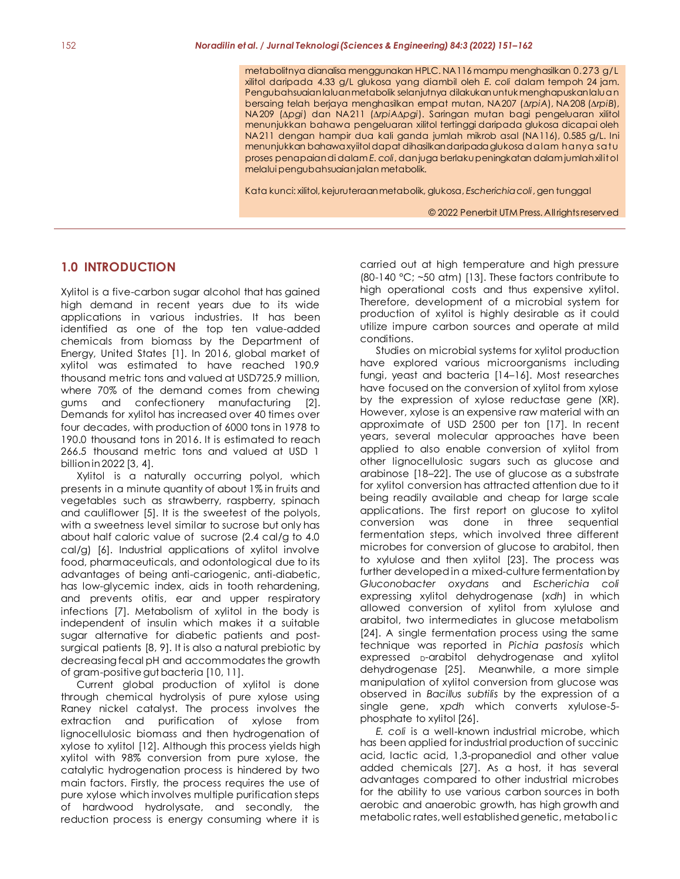metabolitnya dianalisa menggunakan HPLC. NA116 mampu menghasilkan 0.273 g/L xilitol daripada 4.33 g/L glukosa yang diambil oleh *E. coli* dalam tempoh 24 jam. Pengubahsuaian laluan metabolik selanjutnya dilakukan untuk menghapuskan laluan bersaing telah berjaya menghasilkan empat mutan, NA207 (Δ*rpiA*), NA208 (Δ*rpiB*), NA209 (Δ*pgi*) dan NA211 (Δ*rpiA*Δ*pgi*). Saringan mutan bagi pengeluaran xilitol menunjukkan bahawa pengeluaran xilitol tertinggi daripada glukosa dicapai oleh NA211 dengan hampir dua kali ganda jumlah mikrob asal (NA116), 0.585 g/L. Ini menunjukkan bahawa xyiitol dapat dihasilkan daripada glukosa dalam hanya satu proses penapaian di dalam *E. coli*, dan juga berlaku peningkatan dalam jumlah xilitol melalui pengubahsuaian jalan metabolik.

Kata kunci: xilitol, kejuruteraan metabolik, glukosa, *Escherichia coli*, gen tunggal

© 2022 Penerbit UTM Press. All rights reserved

## 1.0 INTRODUCTION

Xylitol is a five-carbon sugar alcohol that has gained high demand in recent years due to its wide applications in various industries. It has been identified as one of the top ten value-added chemicals from biomass by the Department of Energy, United States [1]. In 2016, global market of xylitol was estimated to have reached 190.9 thousand metric tons and valued at USD725.9 million, where 70% of the demand comes from chewing gums and confectionery manufacturing [2]. Demands for xylitol has increased over 40 times over four decades, with production of 6000 tons in 1978 to 190.0 thousand tons in 2016. It is estimated to reach 266.5 thousand metric tons and valued at USD 1 billion in 2022 [3, 4].

Xylitol is a naturally occurring polyol, which presents in a minute quantity of about 1% in fruits and vegetables such as strawberry, raspberry, spinach and cauliflower [5]. It is the sweetest of the polyols, with a sweetness level similar to sucrose but only has about half caloric value of sucrose (2.4 cal/g to 4.0 cal/g) [6]. Industrial applications of xylitol involve food, pharmaceuticals, and odontological due to its advantages of being anti-cariogenic, anti-diabetic, has low-glycemic index, aids in tooth rehardening, and prevents otitis, ear and upper respiratory infections [7]. Metabolism of xylitol in the body is independent of insulin which makes it a suitable sugar alternative for diabetic patients and post-surgical patients [8, 9]. It is also a natural prebiotic by decreasing fecal pH and accommodates the growth of gram-positive gut bacteria [10, 11].

Current global production of xylitol is done through chemical hydrolysis of pure xylose using Raney nickel catalyst. The process involves the extraction and purification of xylose from lignocellulosic biomass and then hydrogenation of xylose to xylitol [12]. Although this process yields high xylitol with 98% conversion from pure xylose, the catalytic hydrogenation process is hindered by two main factors. Firstly, the process requires the use of pure xylose which involves multiple purification steps of hardwood hydrolysate, and secondly, the reduction process is energy consuming where it is carried out at high temperature and high pressure (80-140 °C; ~50 atm) [13]. These factors contribute to high operational costs and thus expensive xylitol. Therefore, development of a microbial system for production of xylitol is highly desirable as it could utilize impure carbon sources and operate at mild conditions.

Studies on microbial systems for xylitol production have explored various microorganisms including fungi, yeast and bacteria [14–16]. Most researches have focused on the conversion of xylitol from xylose by the expression of xylose reductase gene (XR). However, xylose is an expensive raw material with an approximate of USD 2500 per ton [17]. In recent years, several molecular approaches have been applied to also enable conversion of xylitol from other lignocellulosic sugars such as glucose and arabinose [18–22]. The use of glucose as a substrate for xylitol conversion has attracted attention due to it being readily available and cheap for large scale applications. The first report on glucose to xylitol conversion was done in three sequential fermentation steps, which involved three different microbes for conversion of glucose to arabitol, then to xylulose and then xylitol [23]. The process was further developed in a mixed-culture fermentation by *Gluconobacter oxydans* and *Escherichia coli* expressing xylitol dehydrogenase (*xdh*) in which allowed conversion of xylitol from xylulose and arabitol, two intermediates in glucose metabolism [24]. A single fermentation process using the same technique was reported in *Pichia pastosis* which expressed D-arabitol dehydrogenase and xylitol dehydrogenase [25]. Meanwhile, a more simple manipulation of xylitol conversion from glucose was observed in *Bacillus subtilis* by the expression of a single gene, *xpdh* which converts xylulose-5-phosphate to xylitol [26].

*E. coli* is a well-known industrial microbe, which has been applied for industrial production of succinic acid, lactic acid, 1,3-propanediol and other value added chemicals [27]. As a host, it has several advantages compared to other industrial microbes for the ability to use various carbon sources in both aerobic and anaerobic growth, has high growth and metabolic rates, well established genetic, metabolic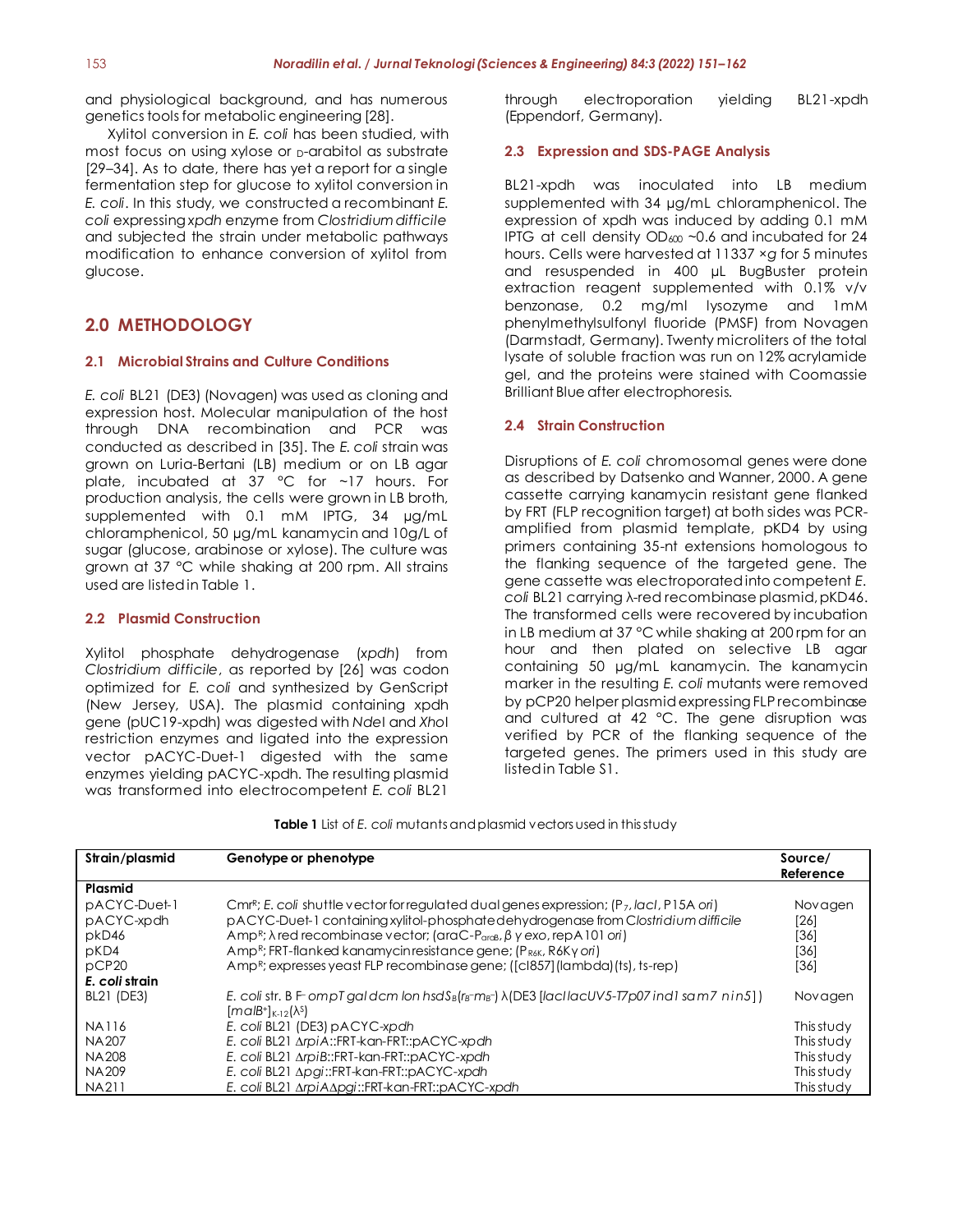and physiological background, and has numerous genetics tools for metabolic engineering [28].

Xylitol conversion in *E. coli* has been studied, with most focus on using xylose or D-arabitol as substrate [29–34]. As to date, there has yet a report for a single fermentation step for glucose to xylitol conversion in *E. coli*. In this study, we constructed a recombinant *E. coli* expressing *xpdh* enzyme from *Clostridium difficile* and subjected the strain under metabolic pathways modification to enhance conversion of xylitol from glucose.

## 2.0 METHODOLOGY

### 2.1 Microbial Strains and Culture Conditions

*E. coli* BL21 (DE3) (Novagen) was used as cloning and expression host. Molecular manipulation of the host through DNA recombination and PCR was conducted as described in [35]. The *E. coli* strain was grown on Luria-Bertani (LB) medium or on LB agar plate, incubated at 37 °C for ~17 hours. For production analysis, the cells were grown in LB broth, supplemented with 0.1 mM IPTG, 34 µg/mL chloramphenicol, 50 µg/mL kanamycin and 10g/L of sugar (glucose, arabinose or xylose). The culture was grown at 37 °C while shaking at 200 rpm. All strains used are listed in Table 1.

### 2.2 Plasmid Construction

Xylitol phosphate dehydrogenase (*xpdh*) from *Clostridium difficile*, as reported by [26] was codon optimized for *E. coli* and synthesized by GenScript (New Jersey, USA). The plasmid containing xpdh gene (pUC19-xpdh) was digested with *Nde*I and *Xho*I restriction enzymes and ligated into the expression vector pACYC-Duet-1 digested with the same enzymes yielding pACYC-xpdh. The resulting plasmid was transformed into electrocompetent *E. coli* BL21 through electroporation yielding BL21-xpdh (Eppendorf, Germany).

### 2.3 Expression and SDS-PAGE Analysis

BL21-xpdh was inoculated into LB medium supplemented with 34 µg/mL chloramphenicol. The expression of xpdh was induced by adding 0.1 mM IPTG at cell density $OD_{600}$ ~0.6 and incubated for 24 hours. Cells were harvested at 11337 ×*g* for 5 minutes and resuspended in 400 µL BugBuster protein extraction reagent supplemented with 0.1% v/v benzonase, 0.2 mg/ml lysozyme and 1mM phenylmethylsulfonyl fluoride (PMSF) from Novagen (Darmstadt, Germany). Twenty microliters of the total lysate of soluble fraction was run on 12% acrylamide gel, and the proteins were stained with Coomassie Brilliant Blue after electrophoresis.

### 2.4 Strain Construction

Disruptions of *E. coli* chromosomal genes were done as described by Datsenko and Wanner, 2000. A gene cassette carrying kanamycin resistant gene flanked by FRT (FLP recognition target) at both sides was PCR-amplified from plasmid template, pKD4 by using primers containing 35-nt extensions homologous to the flanking sequence of the targeted gene. The gene cassette was electroporated into competent *E. coli* BL21 carrying λ-red recombinase plasmid, pKD46. The transformed cells were recovered by incubation in LB medium at 37 °C while shaking at 200 rpm for an hour and then plated on selective LB agar containing 50 µg/mL kanamycin. The kanamycin marker in the resulting *E. coli* mutants were removed by pCP20 helper plasmid expressing FLP recombinase and cultured at 42 °C. The gene disruption was verified by PCR of the flanking sequence of the targeted genes. The primers used in this study are listed in Table S1.

**Table 1** List of *E. coli* mutants and plasmid vectors used in this study

| Strain/plasmid | Genotype or phenotype | Source/ Reference |
|---|---|---|
| **Plasmid** | | |
| pACYC-Duet-1 | $Cmr^R$; *E. coli* shuttle vector for regulated dual genes expression; ($P_7$, *lacI*, P15A *ori*) | Novagen |
| pACYC-xpdh | pACYC-Duet-1 containing xylitol-phosphate dehydrogenase from *Clostridium difficile* | [26] |
| pkD46 | $Amp^R$; λ red recombinase vector; (araC-$P_{araB}$, β γ exo, repA101 *ori*) | [36] |
| pKD4 | $Amp^R$; FRT-flanked kanamycin resistance gene; ($P_{R6K}$, R6Kγ *ori*) | [36] |
| pCP20 | $Amp^R$; expresses yeast FLP recombinase gene; ([cI857] (lambda) (ts), ts-rep) | [36] |
| ***E. coli* strain** | | |
| BL21 (DE3) | *E. coli* str. B $F^-$ *ompT gal dcm lon hsdS*$_B$($r_B^-m_B^-$) λ(DE3 [*lacI lacUV5-T7p07 ind1 sam7 nin5*]) [*malB*$^+$]$_{K-12}$(λ$^S$) | Novagen |
| NA116 | *E. coli* BL21 (DE3) pACYC-*xpdh* | This study |
| NA207 | *E. coli* BL21 Δ*rpiA*::FRT-kan-FRT::pACYC-*xpdh* | This study |
| NA208 | *E. coli* BL21 Δ*rpiB*::FRT-kan-FRT::pACYC-*xpdh* | This study |
| NA209 | *E. coli* BL21 Δ*pgi*::FRT-kan-FRT::pACYC-*xpdh* | This study |
| NA211 | *E. coli* BL21 Δ*rpiA*Δ*pgi*::FRT-kan-FRT::pACYC-*xpdh* | This study |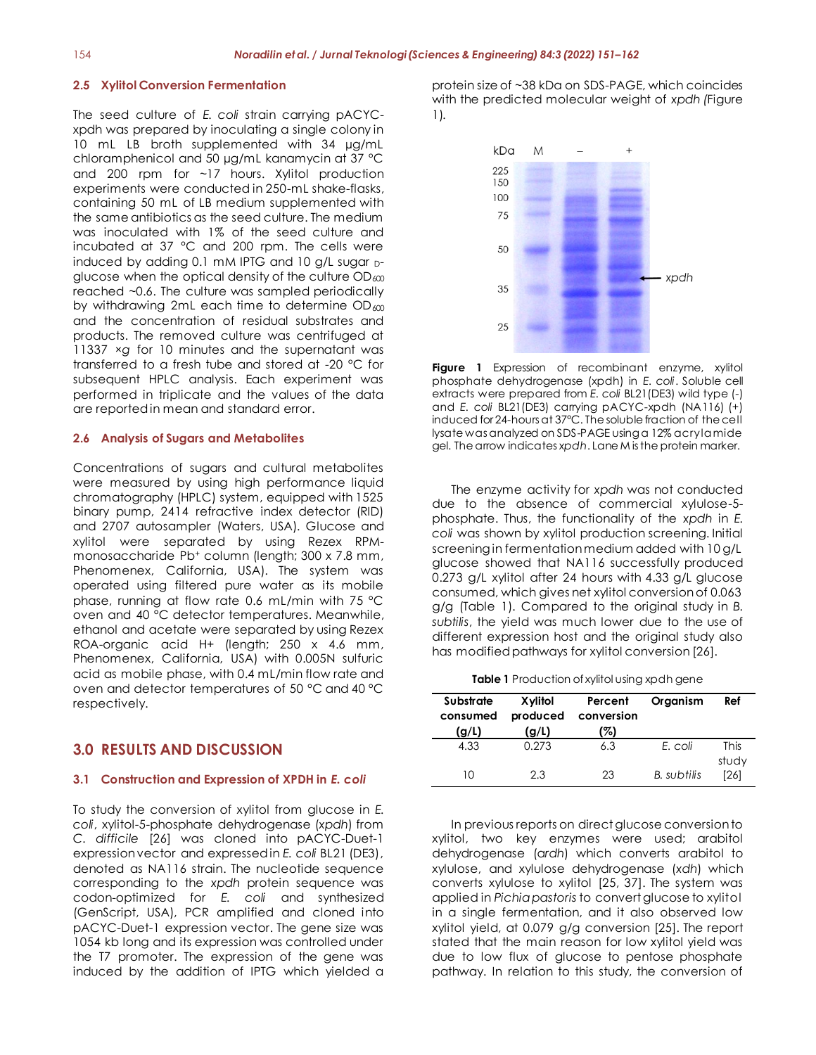### 2.5 Xylitol Conversion Fermentation

The seed culture of *E. coli* strain carrying pACYC-xpdh was prepared by inoculating a single colony in 10 mL LB broth supplemented with 34 µg/mL chloramphenicol and 50 µg/mL kanamycin at 37 °C and 200 rpm for ~17 hours. Xylitol production experiments were conducted in 250-mL shake-flasks, containing 50 mL of LB medium supplemented with the same antibiotics as the seed culture. The medium was inoculated with 1% of the seed culture and incubated at 37 °C and 200 rpm. The cells were induced by adding 0.1 mM IPTG and 10 g/L sugar D-glucose when the optical density of the culture $OD_{600}$ reached ~0.6. The culture was sampled periodically by withdrawing 2mL each time to determine $OD_{600}$ and the concentration of residual substrates and products. The removed culture was centrifuged at 11337 ×*g* for 10 minutes and the supernatant was transferred to a fresh tube and stored at -20 °C for subsequent HPLC analysis. Each experiment was performed in triplicate and the values of the data are reported in mean and standard error.

### 2.6 Analysis of Sugars and Metabolites

Concentrations of sugars and cultural metabolites were measured by using high performance liquid chromatography (HPLC) system, equipped with 1525 binary pump, 2414 refractive index detector (RID) and 2707 autosampler (Waters, USA). Glucose and xylitol were separated by using Rezex RPM-monosaccharide $Pb^{+}$ column (length; 300 x 7.8 mm, Phenomenex, California, USA). The system was operated using filtered pure water as its mobile phase, running at flow rate 0.6 mL/min with 75 °C oven and 40 °C detector temperatures. Meanwhile, ethanol and acetate were separated by using Rezex ROA-organic acid H+ (length; 250 x 4.6 mm, Phenomenex, California, USA) with 0.005N sulfuric acid as mobile phase, with 0.4 mL/min flow rate and oven and detector temperatures of 50 °C and 40 °C respectively.

## 3.0 RESULTS AND DISCUSSION

### 3.1 Construction and Expression of XPDH in *E. coli*

To study the conversion of xylitol from glucose in *E. coli*, xylitol-5-phosphate dehydrogenase (*xpdh*) from *C. difficile* [26] was cloned into pACYC-Duet-1 expression vector and expressed in *E. coli* BL21 (DE3), denoted as NA116 strain. The nucleotide sequence corresponding to the *xpdh* protein sequence was codon-optimized for *E. coli* and synthesized (GenScript, USA), PCR amplified and cloned into pACYC-Duet-1 expression vector. The gene size was 1054 kb long and its expression was controlled under the T7 promoter. The expression of the gene was induced by the addition of IPTG which yielded a protein size of ~38 kDa on SDS-PAGE, which coincides with the predicted molecular weight of *xpdh (*Figure 1).

**Figure 1** Expression of recombinant enzyme, xylitol phosphate dehydrogenase (xpdh) in *E. coli*. Soluble cell extracts were prepared from *E. coli* BL21(DE3) wild type (-) and *E. coli* BL21(DE3) carrying pACYC-xpdh (NA116) (+) induced for 24-hours at 37°C. The soluble fraction of the cell lysate was analyzed on SDS-PAGE using a 12% acrylamide gel. The arrow indicates *xpdh*. Lane M is the protein marker.

The enzyme activity for *xpdh* was not conducted due to the absence of commercial xylulose-5-phosphate. Thus, the functionality of the *xpdh* in *E. coli* was shown by xylitol production screening. Initial screening in fermentation medium added with 10 g/L glucose showed that NA116 successfully produced 0.273 g/L xylitol after 24 hours with 4.33 g/L glucose consumed, which gives net xylitol conversion of 0.063 g/g (Table 1). Compared to the original study in *B. subtilis*, the yield was much lower due to the use of different expression host and the original study also has modified pathways for xylitol conversion [26].

**Table 1** Production of xylitol using xpdh gene

| Substrate consumed (g/L) | Xylitol produced (g/L) | Percent conversion (%) | Organism | Ref |
|---|---|---|---|---|
| 4.33 | 0.273 | 6.3 | *E. coli* | This study |
| 10 | 2.3 | 23 | *B. subtilis* | [26] |

In previous reports on direct glucose conversion to xylitol, two key enzymes were used; arabitol dehydrogenase (*ardh*) which converts arabitol to xylulose, and xylulose dehydrogenase (*xdh*) which converts xylulose to xylitol [25, 37]. The system was applied in *Pichia pastoris* to convert glucose to xylitol in a single fermentation, and it also observed low xylitol yield, at 0.079 g/g conversion [25]. The report stated that the main reason for low xylitol yield was due to low flux of glucose to pentose phosphate pathway. In relation to this study, the conversion of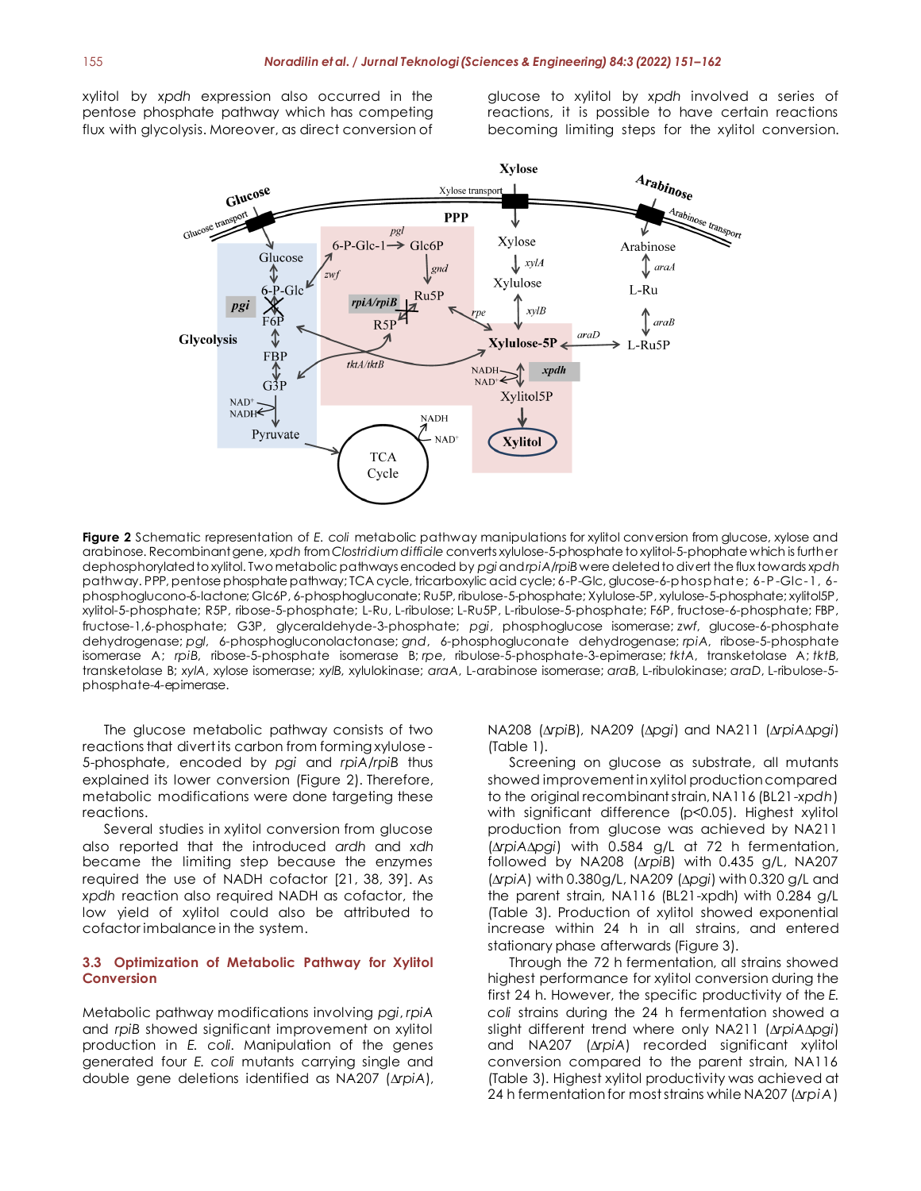xylitol by *xpdh* expression also occurred in the pentose phosphate pathway which has competing flux with glycolysis. Moreover, as direct conversion of glucose to xylitol by *xpdh* involved a series of reactions, it is possible to have certain reactions becoming limiting steps for the xylitol conversion.

**Figure 2** Schematic representation of *E. coli* metabolic pathway manipulations for xylitol conversion from glucose, xylose and arabinose. Recombinant gene, *xpdh* from *Clostridium difficile* converts xylulose-5-phosphate to xylitol-5-phophate which is further dephosphorylated to xylitol. Two metabolic pathways encoded by *pgi* and *rpiA/rpiB* were deleted to divert the flux towards *xpdh* pathway. PPP, pentose phosphate pathway; TCA cycle, tricarboxylic acid cycle; 6-P-Glc, glucose-6-phosphate; 6-P-Glc-1, 6-phosphoglucono-δ-lactone; Glc6P, 6-phosphogluconate; Ru5P, ribulose-5-phosphate; Xylulose-5P, xylulose-5-phosphate; xylitol5P, xylitol-5-phosphate; R5P, ribose-5-phosphate; L-Ru, L-ribulose; L-Ru5P, L-ribulose-5-phosphate; F6P, fructose-6-phosphate; FBP, fructose-1,6-phosphate; G3P, glyceraldehyde-3-phosphate; *pgi*, phosphoglucose isomerase; *zwf*, glucose-6-phosphate dehydrogenase; *pgl*, 6-phosphogluconolactonase; *gnd*, 6-phosphogluconate dehydrogenase; *rpiA*, ribose-5-phosphate isomerase A; *rpiB*, ribose-5-phosphate isomerase B; *rpe*, ribulose-5-phosphate-3-epimerase; *tktA*, transketolase A; *tktB*, transketolase B; *xylA*, xylose isomerase; *xylB*, xylulokinase; *araA*, L-arabinose isomerase; *araB*, L-ribulokinase; *araD*, L-ribulose-5-phosphate-4-epimerase.

The glucose metabolic pathway consists of two reactions that divert its carbon from forming xylulose-5-phosphate, encoded by *pgi* and *rpiA/rpiB* thus explained its lower conversion (Figure 2). Therefore, metabolic modifications were done targeting these reactions.

Several studies in xylitol conversion from glucose also reported that the introduced *ardh* and *xdh* became the limiting step because the enzymes required the use of NADH cofactor [21, 38, 39]. As *xpdh* reaction also required NADH as cofactor, the low yield of xylitol could also be attributed to cofactor imbalance in the system.

### 3.3 Optimization of Metabolic Pathway for Xylitol Conversion

Metabolic pathway modifications involving *pgi*, *rpiA* and *rpiB* showed significant improvement on xylitol production in *E. coli*. Manipulation of the genes generated four *E. coli* mutants carrying single and double gene deletions identified as NA207 (Δ*rpiA*), NA208 (Δ*rpiB*), NA209 (Δ*pgi*) and NA211 (Δ*rpiA*Δ*pgi*) (Table 1).

Screening on glucose as substrate, all mutants showed improvement in xylitol production compared to the original recombinant strain, NA116 (BL21-*xpdh*) with significant difference ($p<0.05$). Highest xylitol production from glucose was achieved by NA211 (Δ*rpiA*Δ*pgi*) with 0.584 g/L at 72 h fermentation, followed by NA208 (Δ*rpiB*) with 0.435 g/L, NA207 (Δ*rpiA*) with 0.380g/L, NA209 (Δ*pgi*) with 0.320 g/L and the parent strain, NA116 (BL21-xpdh) with 0.284 g/L (Table 3). Production of xylitol showed exponential increase within 24 h in all strains, and entered stationary phase afterwards (Figure 3).

Through the 72 h fermentation, all strains showed highest performance for xylitol conversion during the first 24 h. However, the specific productivity of the *E. coli* strains during the 24 h fermentation showed a slight different trend where only NA211 (Δ*rpiA*Δ*pgi*) and NA207 (Δ*rpiA*) recorded significant xylitol conversion compared to the parent strain, NA116 (Table 3). Highest xylitol productivity was achieved at 24 h fermentation for most strains while NA207 (Δ*rpiA*)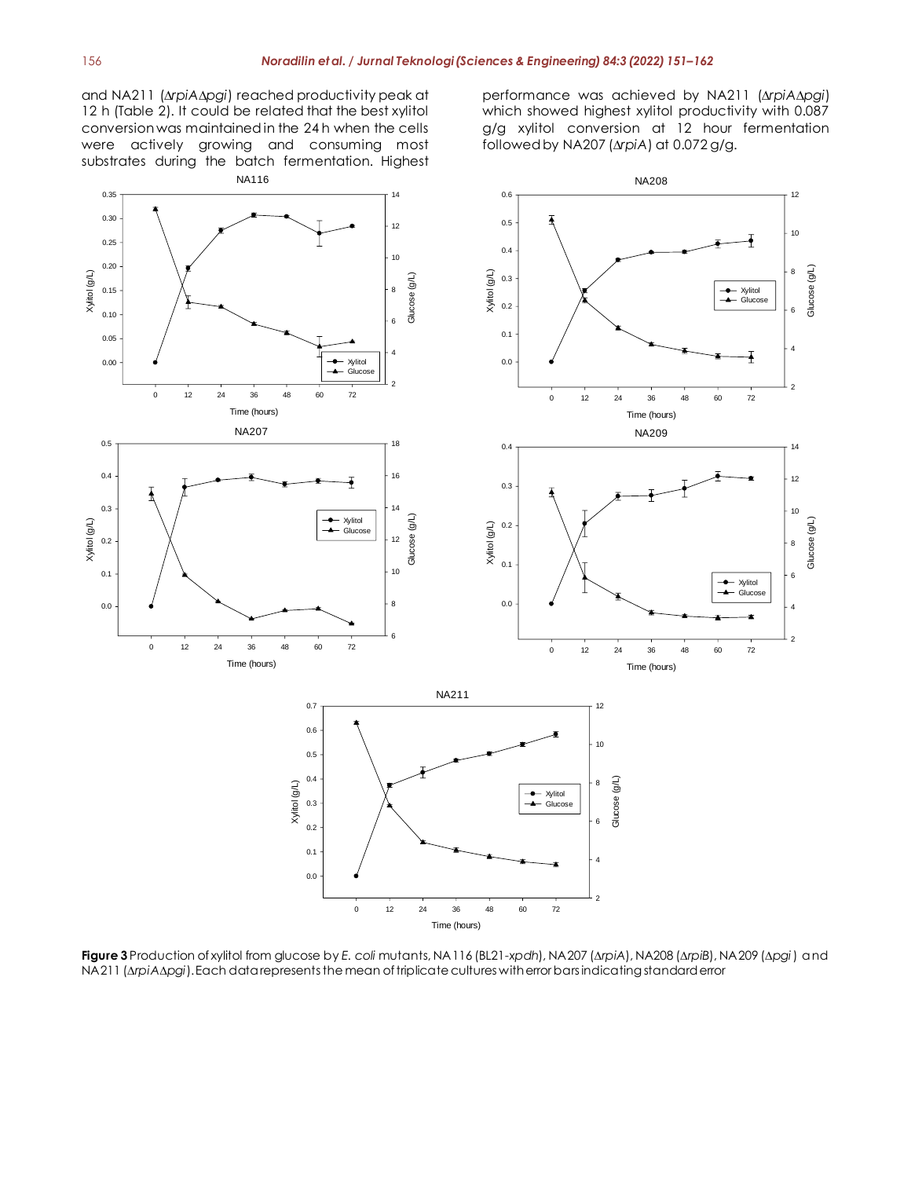and NA211 (*ΔrpiAΔpgi*) reached productivity peak at 12 h (Table 2). It could be related that the best xylitol conversion was maintained in the 24 h when the cells were actively growing and consuming most substrates during the batch fermentation. Highest performance was achieved by NA211 (*ΔrpiAΔpgi*) which showed highest xylitol productivity with 0.087 g/g xylitol conversion at 12 hour fermentation followed by NA207 (*ΔrpiA*) at 0.072 g/g.

**Figure 3** Production of xylitol from glucose by *E. coli* mutants, NA116 (BL21-*xpdh*), NA207 (*ΔrpiA*), NA208 (*ΔrpiB*), NA209 (*Δpgi*) and NA211 (*ΔrpiAΔpgi*). Each data represents the mean of triplicate cultures with error bars indicating standard error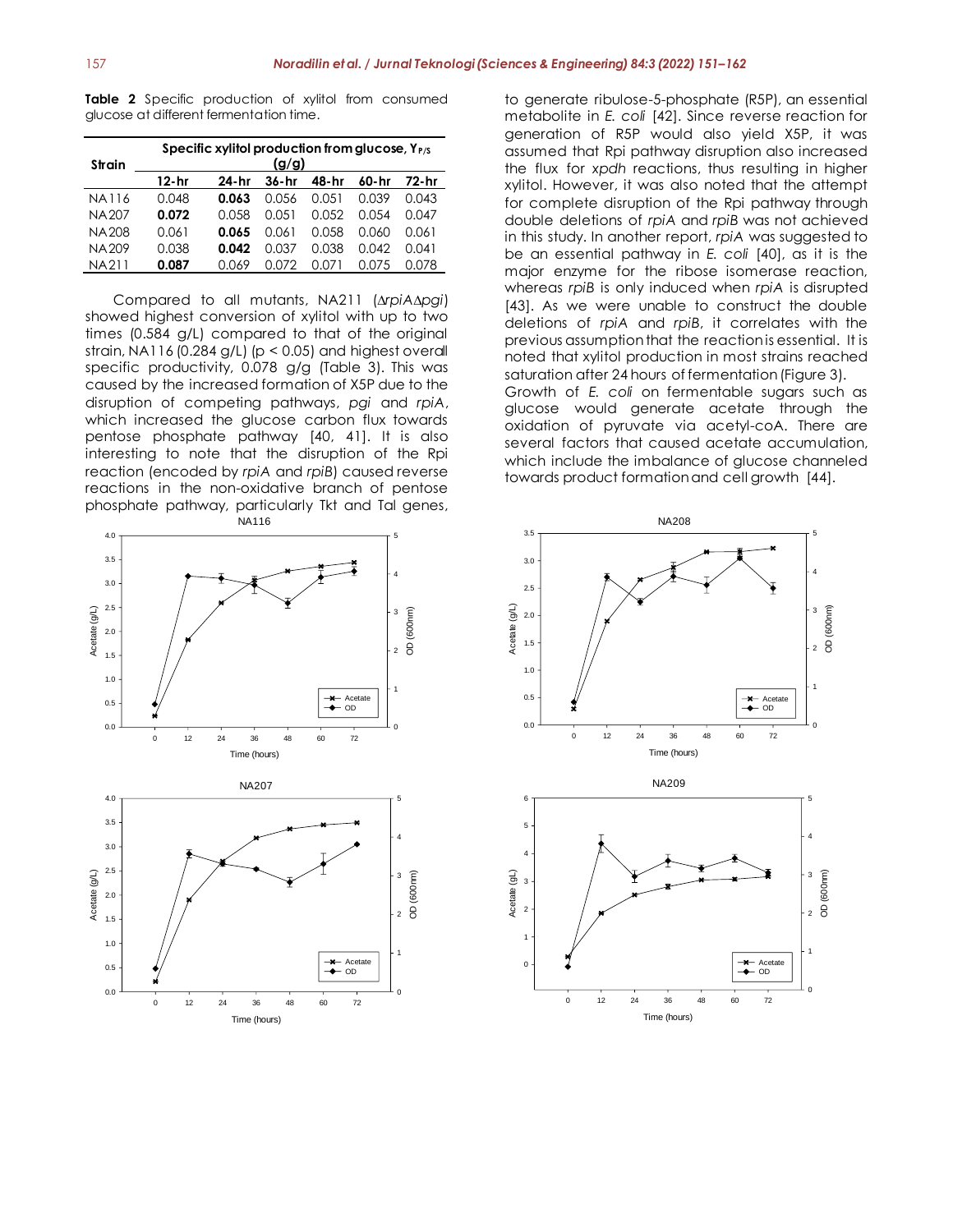**Table 2** Specific production of xylitol from consumed glucose at different fermentation time.

| Strain | Specific xylitol production from glucose, $Y_{P/S}$ (g/g) | | | | | |
|---|---|---|---|---|---|---|
| | 12-hr | 24-hr | 36-hr | 48-hr | 60-hr | 72-hr |
| NA116 | 0.048 | **0.063** | 0.056 | 0.051 | 0.039 | 0.043 |
| NA207 | **0.072** | 0.058 | 0.051 | 0.052 | 0.054 | 0.047 |
| NA208 | 0.061 | **0.065** | 0.061 | 0.058 | 0.060 | 0.061 |
| NA209 | 0.038 | **0.042** | 0.037 | 0.038 | 0.042 | 0.041 |
| NA211 | **0.087** | 0.069 | 0.072 | 0.071 | 0.075 | 0.078 |

Compared to all mutants, NA211 (Δ*rpiA*Δ*pgi*) showed highest conversion of xylitol with up to two times (0.584 g/L) compared to that of the original strain, NA116 (0.284 g/L) ($p < 0.05$) and highest overall specific productivity, 0.078 g/g (Table 3). This was caused by the increased formation of X5P due to the disruption of competing pathways, *pgi* and *rpiA*, which increased the glucose carbon flux towards pentose phosphate pathway [40, 41]. It is also interesting to note that the disruption of the Rpi reaction (encoded by *rpiA* and *rpiB*) caused reverse reactions in the non-oxidative branch of pentose phosphate pathway, particularly Tkt and Tal genes, to generate ribulose-5-phosphate (R5P), an essential metabolite in *E. coli* [42]. Since reverse reaction for generation of R5P would also yield X5P, it was assumed that Rpi pathway disruption also increased the flux for *xpdh* reactions, thus resulting in higher xylitol. However, it was also noted that the attempt for complete disruption of the Rpi pathway through double deletions of *rpiA* and *rpiB* was not achieved in this study. In another report, *rpiA* was suggested to be an essential pathway in *E. coli* [40], as it is the major enzyme for the ribose isomerase reaction, whereas *rpiB* is only induced when *rpiA* is disrupted [43]. As we were unable to construct the double deletions of *rpiA* and *rpiB*, it correlates with the previous assumption that the reaction is essential. It is noted that xylitol production in most strains reached saturation after 24 hours of fermentation (Figure 3).

Growth of *E. coli* on fermentable sugars such as glucose would generate acetate through the oxidation of pyruvate via acetyl-coA. There are several factors that caused acetate accumulation, which include the imbalance of glucose channeled towards product formation and cell growth [44].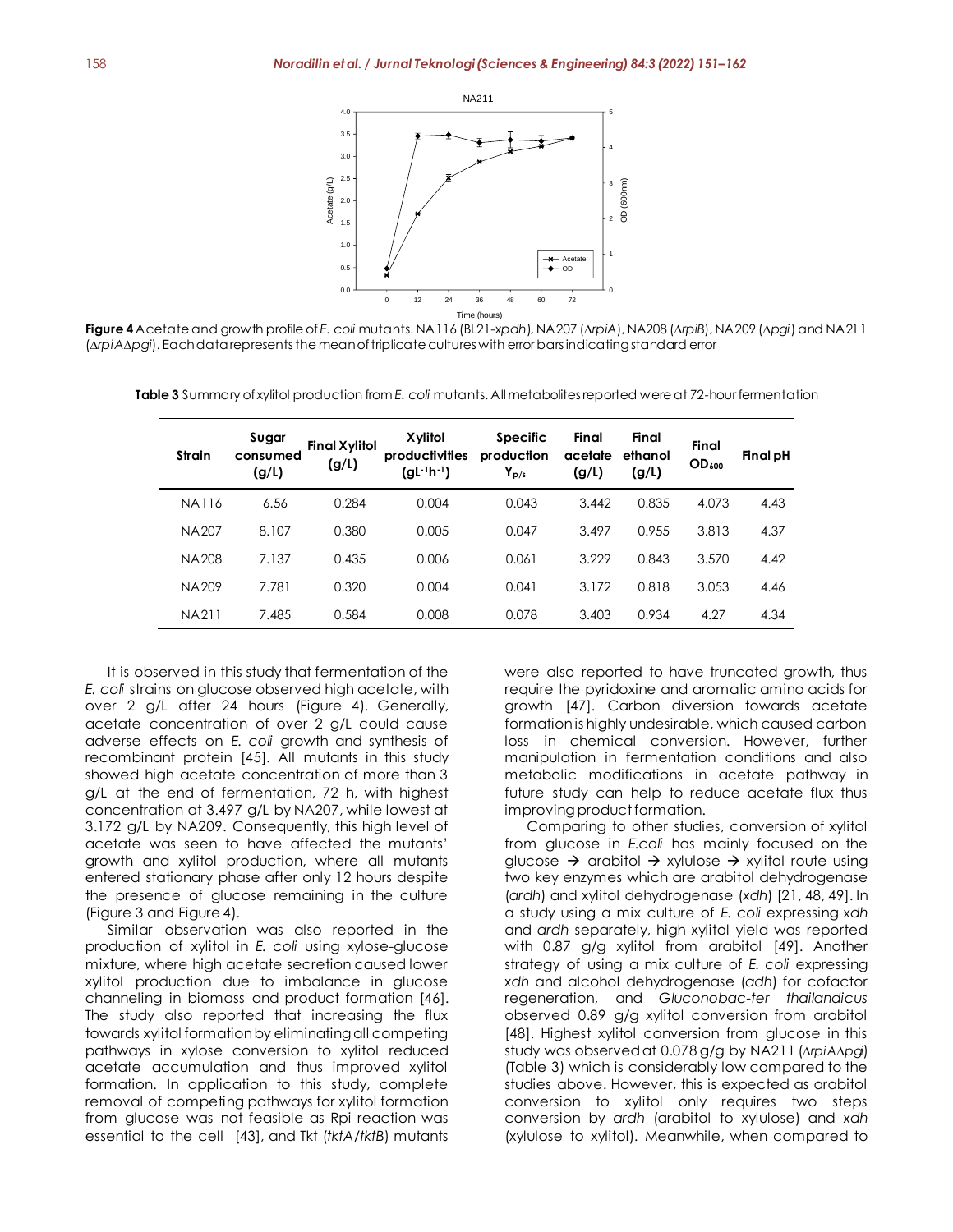**Figure 4** Acetate and growth profile of *E. coli* mutants. NA116 (BL21-*xpdh*), NA207 (Δ*rpiA*), NA208 (Δ*rpiB*), NA209 (Δ*pgi*) and NA211 (Δ*rpiA*Δ*pgi*). Each data represents the mean of triplicate cultures with error bars indicating standard error

**Table 3** Summary of xylitol production from *E. coli* mutants. All metabolites reported were at 72-hour fermentation

| Strain | Sugar consumed (g/L) | Final Xylitol (g/L) | Xylitol productivities ($gL^{-1}h^{-1}$) | Specific production $Y_{p/s}$ | Final acetate (g/L) | Final ethanol (g/L) | Final $OD_{600}$ | Final pH |
|---|---|---|---|---|---|---|---|---|
| NA116 | 6.56 | 0.284 | 0.004 | 0.043 | 3.442 | 0.835 | 4.073 | 4.43 |
| NA207 | 8.107 | 0.380 | 0.005 | 0.047 | 3.497 | 0.955 | 3.813 | 4.37 |
| NA208 | 7.137 | 0.435 | 0.006 | 0.061 | 3.229 | 0.843 | 3.570 | 4.42 |
| NA209 | 7.781 | 0.320 | 0.004 | 0.041 | 3.172 | 0.818 | 3.053 | 4.46 |
| NA211 | 7.485 | 0.584 | 0.008 | 0.078 | 3.403 | 0.934 | 4.27 | 4.34 |

It is observed in this study that fermentation of the *E. coli* strains on glucose observed high acetate, with over 2 g/L after 24 hours (Figure 4). Generally, acetate concentration of over 2 g/L could cause adverse effects on *E. coli* growth and synthesis of recombinant protein [45]. All mutants in this study showed high acetate concentration of more than 3 g/L at the end of fermentation, 72 h, with highest concentration at 3.497 g/L by NA207, while lowest at 3.172 g/L by NA209. Consequently, this high level of acetate was seen to have affected the mutants' growth and xylitol production, where all mutants entered stationary phase after only 12 hours despite the presence of glucose remaining in the culture (Figure 3 and Figure 4).

Similar observation was also reported in the production of xylitol in *E. coli* using xylose-glucose mixture, where high acetate secretion caused lower xylitol production due to imbalance in glucose channeling in biomass and product formation [46]. The study also reported that increasing the flux towards xylitol formation by eliminating all competing pathways in xylose conversion to xylitol reduced acetate accumulation and thus improved xylitol formation. In application to this study, complete removal of competing pathways for xylitol formation from glucose was not feasible as Rpi reaction was essential to the cell [43], and Tkt (*tktA*/*tktB*) mutants were also reported to have truncated growth, thus require the pyridoxine and aromatic amino acids for growth [47]. Carbon diversion towards acetate formation is highly undesirable, which caused carbon loss in chemical conversion. However, further manipulation in fermentation conditions and also metabolic modifications in acetate pathway in future study can help to reduce acetate flux thus improving product formation.

Comparing to other studies, conversion of xylitol from glucose in *E.coli* has mainly focused on the glucose → arabitol → xylulose → xylitol route using two key enzymes which are arabitol dehydrogenase (*ardh*) and xylitol dehydrogenase (*xdh*) [21, 48, 49]. In a study using a mix culture of *E. coli* expressing *xdh* and *ardh* separately, high xylitol yield was reported with 0.87 g/g xylitol from arabitol [49]. Another strategy of using a mix culture of *E. coli* expressing *xdh* and alcohol dehydrogenase (*adh*) for cofactor regeneration, and *Gluconobac-ter thailandicus* observed 0.89 g/g xylitol conversion from arabitol [48]. Highest xylitol conversion from glucose in this study was observed at 0.078 g/g by NA211 (Δ*rpiA*Δ*pgi*) (Table 3) which is considerably low compared to the studies above. However, this is expected as arabitol conversion to xylitol only requires two steps conversion by *ardh* (arabitol to xylulose) and *xdh* (xylulose to xylitol). Meanwhile, when compared to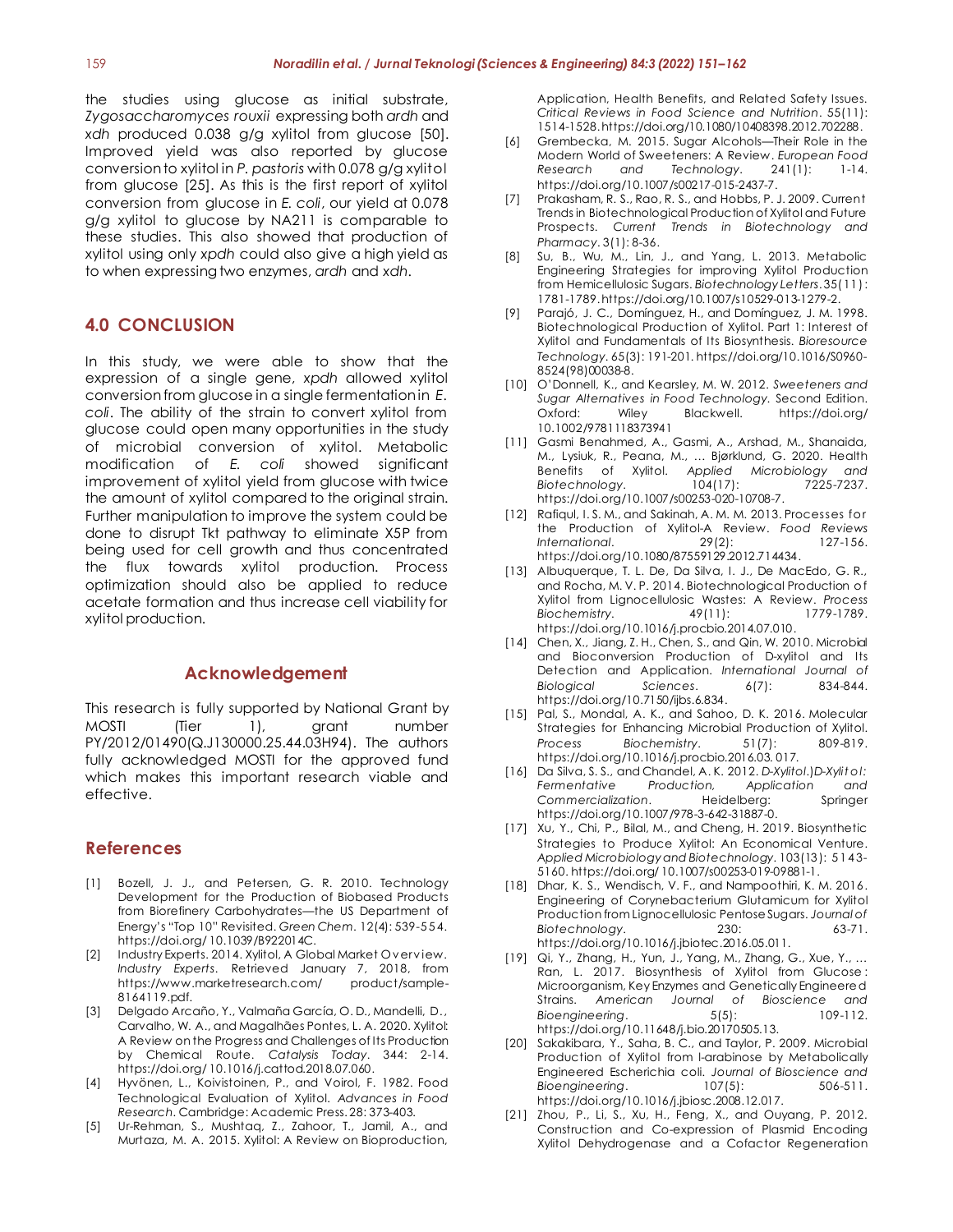the studies using glucose as initial substrate, *Zygosaccharomyces rouxii* expressing both *ardh* and *xdh* produced 0.038 g/g xylitol from glucose [50]. Improved yield was also reported by glucose conversion to xylitol in *P. pastoris* with 0.078 g/g xylitol from glucose [25]. As this is the first report of xylitol conversion from glucose in *E. coli*, our yield at 0.078 g/g xylitol to glucose by NA211 is comparable to these studies. This also showed that production of xylitol using only *xpdh* could also give a high yield as to when expressing two enzymes, *ardh* and *xdh*.

## 4.0 CONCLUSION

In this study, we were able to show that the expression of a single gene, *xpdh* allowed xylitol conversion from glucose in a single fermentation in *E. coli*. The ability of the strain to convert xylitol from glucose could open many opportunities in the study of microbial conversion of xylitol. Metabolic modification of *E. coli* showed significant improvement of xylitol yield from glucose with twice the amount of xylitol compared to the original strain. Further manipulation to improve the system could be done to disrupt Tkt pathway to eliminate X5P from being used for cell growth and thus concentrated the flux towards xylitol production. Process optimization should also be applied to reduce acetate formation and thus increase cell viability for xylitol production.

## Acknowledgement

This research is fully supported by National Grant by MOSTI (Tier 1), grant number PY/2012/01490(Q.J130000.25.44.03H94). The authors fully acknowledged MOSTI for the approved fund which makes this important research viable and effective.

## References

[1] Bozell, J. J., and Petersen, G. R. 2010. Technology Development for the Production of Biobased Products from Biorefinery Carbohydrates—the US Department of Energy's "Top 10" Revisited. *Green Chem*. 12(4): 539-554. https://doi.org/ 10.1039/B922014C.

[2] Industry Experts. 2014. Xylitol, A Global Market Overview. *Industry Experts*. Retrieved January 7, 2018, from https://www.marketresearch.com/ product/sample-8164119.pdf.

[3] Delgado Arcaño, Y., Valmaña García, O. D., Mandelli, D., Carvalho, W. A., and Magalhães Pontes, L. A. 2020. Xylitol: A Review on the Progress and Challenges of Its Production by Chemical Route. *Catalysis Today*. 344: 2-14. https://doi.org/ 10.1016/j.cattod.2018.07.060.

[4] Hyvönen, L., Koivistoinen, P., and Voirol, F. 1982. Food Technological Evaluation of Xylitol. *Advances in Food Research*. Cambridge: Academic Press. 28: 373-403.

[5] Ur-Rehman, S., Mushtaq, Z., Zahoor, T., Jamil, A., and Murtaza, M. A. 2015. Xylitol: A Review on Bioproduction, Application, Health Benefits, and Related Safety Issues. *Critical Reviews in Food Science and Nutrition*. 55(11): 1514-1528. https://doi.org/10.1080/10408398.2012.702288.

[6] Grembecka, M. 2015. Sugar Alcohols—Their Role in the Modern World of Sweeteners: A Review. *European Food Research and Technology*. 241(1): 1-14. https://doi.org/10.1007/s00217-015-2437-7.

[7] Prakasham, R. S., Rao, R. S., and Hobbs, P. J. 2009. Current Trends in Biotechnological Production of Xylitol and Future Prospects. *Current Trends in Biotechnology and Pharmacy*. 3(1): 8-36.

[8] Su, B., Wu, M., Lin, J., and Yang, L. 2013. Metabolic Engineering Strategies for improving Xylitol Production from Hemicellulosic Sugars. *Biotechnology Letters*. 35(11): 1781-1789. https://doi.org/10.1007/s10529-013-1279-2.

[9] Parajó, J. C., Domínguez, H., and Domínguez, J. M. 1998. Biotechnological Production of Xylitol. Part 1: Interest of Xylitol and Fundamentals of Its Biosynthesis. *Bioresource Technology*. 65(3): 191-201. https://doi.org/10.1016/S0960-8524(98)00038-8.

[10] O'Donnell, K., and Kearsley, M. W. 2012. *Sweeteners and Sugar Alternatives in Food Technology.* Second Edition. Oxford: Wiley Blackwell. https://doi.org/ 10.1002/9781118373941

[11] Gasmi Benahmed, A., Gasmi, A., Arshad, M., Shanaida, M., Lysiuk, R., Peana, M., … Bjørklund, G. 2020. Health Benefits of Xylitol. *Applied Microbiology and Biotechnology*. 104(17): 7225-7237. https://doi.org/10.1007/s00253-020-10708-7.

[12] Rafiqul, I. S. M., and Sakinah, A. M. M. 2013. Processes for the Production of Xylitol-A Review. *Food Reviews International*. 29(2): 127-156. https://doi.org/10.1080/87559129.2012.714434.

[13] Albuquerque, T. L. De, Da Silva, I. J., De MacEdo, G. R., and Rocha, M. V. P. 2014. Biotechnological Production of Xylitol from Lignocellulosic Wastes: A Review. *Process Biochemistry*. 49(11): 1779-1789. https://doi.org/10.1016/j.procbio.2014.07.010.

[14] Chen, X., Jiang, Z. H., Chen, S., and Qin, W. 2010. Microbial and Bioconversion Production of D-xylitol and Its Detection and Application. *International Journal of Biological Sciences*. 6(7): 834-844. https://doi.org/10.7150/ijbs.6.834.

[15] Pal, S., Mondal, A. K., and Sahoo, D. K. 2016. Molecular Strategies for Enhancing Microbial Production of Xylitol. *Process Biochemistry*. 51(7): 809-819. https://doi.org/10.1016/j.procbio.2016.03. 017.

[16] Da Silva, S. S., and Chandel, A. K. 2012. *D-Xylitol.*)*D-Xylitol: Fermentative Production, Application and Commercialization*. Heidelberg: Springer https://doi.org/10.1007/978-3-642-31887-0.

[17] Xu, Y., Chi, P., Bilal, M., and Cheng, H. 2019. Biosynthetic Strategies to Produce Xylitol: An Economical Venture. *Applied Microbiology and Biotechnology*. 103(13): 5143-5160. https://doi.org/ 10.1007/s00253-019-09881-1.

[18] Dhar, K. S., Wendisch, V. F., and Nampoothiri, K. M. 2016. Engineering of Corynebacterium Glutamicum for Xylitol Production from Lignocellulosic Pentose Sugars. *Journal of Biotechnology*. 230: 63-71. https://doi.org/10.1016/j.jbiotec.2016.05.011.

[19] Qi, Y., Zhang, H., Yun, J., Yang, M., Zhang, G., Xue, Y., … Ran, L. 2017. Biosynthesis of Xylitol from Glucose: Microorganism, Key Enzymes and Genetically Engineered Strains. *American Journal of Bioscience and Bioengineering*. 5(5): 109-112. https://doi.org/10.11648/j.bio.20170505.13.

[20] Sakakibara, Y., Saha, B. C., and Taylor, P. 2009. Microbial Production of Xylitol from l-arabinose by Metabolically Engineered Escherichia coli. *Journal of Bioscience and Bioengineering*. 107(5): 506-511. https://doi.org/10.1016/j.jbiosc.2008.12.017.

[21] Zhou, P., Li, S., Xu, H., Feng, X., and Ouyang, P. 2012. Construction and Co-expression of Plasmid Encoding Xylitol Dehydrogenase and a Cofactor Regeneration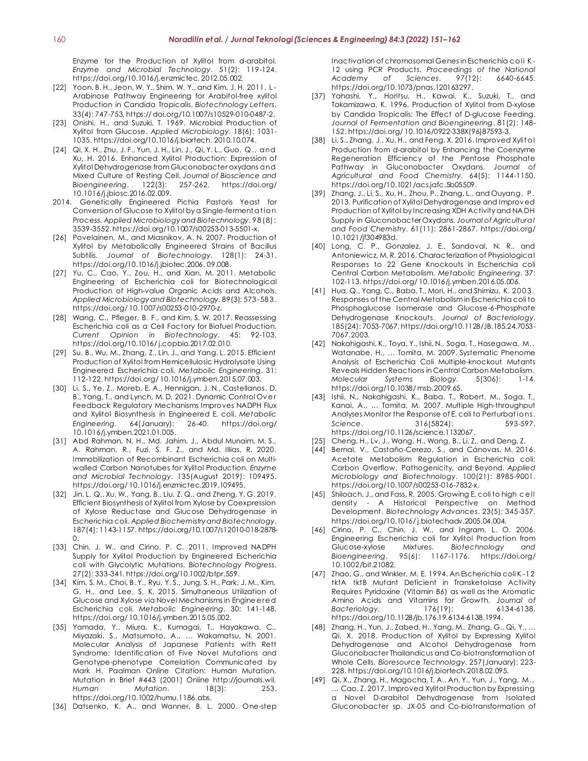Enzyme for the Production of Xylitol from d-arabitol. *Enzyme and Microbial Technology*. 51(2): 119-124. https://doi.org/10.1016/j.enzmictec. 2012.05.002.

[22] Yoon, B. H., Jeon, W. Y., Shim, W. Y., and Kim, J. H. 2011. L-Arabinose Pathway Engineering for Arabitol-free xylitol Production in Candida Tropicalis. *Biotechnology Letters*. 33(4): 747-753. https:// doi.org/10.1007/s10529-010-0487-2.

[23] Onishi, H., and Suzuki, T. 1969. Microbial Production of Xylitol from Glucose. *Applied Microbiology*. 18(6): 1031-1035. https://doi.org/10.1016/j.biortech. 2010.10.074.

[24] Qi, X. H., Zhu, J. F., Yun, J. H., Lin, J., Qi, Y. L., Guo, Q., and Xu, H. 2016. Enhanced Xylitol Production: Expression of Xylitol Dehydrogenase from Gluconobacter oxydans and Mixed Culture of Resting Cell. *Journal of Bioscience and Bioengineering*. 122(3): 257-262. https://doi.org/ 10.1016/j.jbiosc.2016.02.009.

2014. Genetically Engineered Pichia Pastoris Yeast for Conversion of Glucose to Xylitol by a Single-fermentation Process. *Applied Microbiology and Biotechnology*. 98(8): 3539-3552. https://doi.org/10.1007/s00253-013-5501-x.

[26] Povelainen, M., and Miasnikov, A. N. 2007. Production of Xylitol by Metabolically Engineered Strains of Bacillus Subtilis. *Journal of Biotechnology*. 128(1): 24-31. https://doi.org/10.1016/j.jbiotec.2006. 09.008.

[27] Yu, C., Cao, Y., Zou, H., and Xian, M. 2011. Metabolic Engineering of Escherichia coli for Biotechnological Production of High-value Organic Acids and Alcohols. *Applied Microbiology and Biotechnology*. 89(3): 573-583. https://doi.org/ 10.1007/s00253-010-2970-z.

[28] Wang, C., Pfleger, B. F., and Kim, S. W. 2017. Reassessing Escherichia coli as a Cell Factory for Biofuel Production. *Current Opinion in Biotechnology*. 45: 92-103. https://doi.org/10.1016/ j.copbio.2017.02.010.

[29] Su, B., Wu, M., Zhang, Z., Lin, J., and Yang, L. 2015. Efficient Production of Xylitol from Hemicellulosic Hydrolysate Using Engineered Escherichia coli. *Metabolic Engineering*. 31: 112-122. https://doi.org/ 10.1016/j.ymben.2015.07.003.

[30] Li, S., Ye, Z., Moreb, E. A., Hennigan, J. N., Castellanos, D. B., Yang, T., and Lynch, M. D. 2021. Dynamic Control Over Feedback Regulatory Mechanisms Improves NADPH Flux and Xylitol Biosynthesis in Engineered E. coli. *Metabolic Engineering*. 64(January): 26-40. https://doi.org/ 10.1016/j.ymben.2021.01.005.

[31] Abd Rahman, N. H., Md. Jahim, J., Abdul Munaim, M. S., A. Rahman, R., Fuzi, S. F. Z., and Md. Illias, R. 2020. Immobilization of Recombinant Escherichia coli on Multi-walled Carbon Nanotubes for Xylitol Production. *Enzyme and Microbial Technology*. 135(August 2019): 109495. https://doi.org/ 10.1016/j.enzmictec.2019.109495.

[32] Jin, L. Q., Xu, W., Yang, B., Liu, Z. Q., and Zheng, Y. G. 2019. Efficient Biosynthesis of Xylitol from Xylose by Coexpression of Xylose Reductase and Glucose Dehydrogenase in Escherichia coli. *Applied Biochemistry and Biotechnology*. 187(4): 1143-1157. https://doi.org/10.1007/s12010-018-2878-0.

[33] Chin, J. W., and Cirino, P. C. 2011. Improved NADPH Supply for Xylitol Production by Engineered Escherichia coli with Glycolytic Mutations. *Biotechnology Progress*. 27(2): 333-341. https://doi.org/10.1002/btpr.559.

[34] Kim, S. M., Choi, B. Y., Ryu, Y. S., Jung, S. H., Park, J. M., Kim, G. H., and Lee, S. K. 2015. Simultaneous Utilization of Glucose and Xylose via Novel Mechanisms in Engineered Escherichia coli. *Metabolic Engineering*. 30: 141-148. https://doi.org/ 10.1016/j.ymben.2015.05.002.

[35] Yamada, Y., Miura, K., Kumagai, T., Hayakawa, C., Miyazaki, S., Matsumoto, A., … Wakamatsu, N. 2001. Molecular Analysis of Japanese Patients with Rett Syndrome: Identification of Five Novel Mutations and Genotype-phenotype Correlation Communicated by Mark H. Paalman Online Citation: Human Mutation, Mutation in Brief #443 (2001) Online http://journals.wil. *Human Mutation*. 18(3): 253. https://doi.org/10.1002/humu.1186.abs.

[36] Datsenko, K. A., and Wanner, B. L. 2000. One-step Inactivation of chromosomal Genes in Escherichia coli K-12 using PCR Products. *Proceedings of the National Academy of Sciences*. 97(12): 6640-6645. https://doi.org/10.1073/pnas.120163297.

[37] Yahashi, Y., Horitsu, H., Kawai, K., Suzuki, T., and Takamizawa, K. 1996. Production of Xylitol from D-xylose by Candida Tropicalis: The Effect of D-glucose Feeding. *Journal of Fermentation and Bioengineering*. 81(2): 148-152. https://doi.org/ 10.1016/0922-338X(96)87593-3.

[38] Li, S., Zhang, J., Xu, H., and Feng, X. 2016. Improved Xylitol Production from d-arabitol by Enhancing the Coenzyme Regeneration Efficiency of the Pentose Phosphate Pathway in Gluconobacter Oxydans. *Journal of Agricultural and Food Chemistry*. 64(5): 1144-1150. https://doi.org/10.1021/acs.jafc.5b05509.

[39] Zhang, J., Li, S., Xu, H., Zhou, P., Zhang, L., and Ouyang, P. 2013. Purification of Xylitol Dehydrogenase and Improved Production of Xylitol by Increasing XDH Activity and NADH Supply in Gluconobacter Oxydans. *Journal of Agricultural and Food Chemistry*. 61(11): 2861-2867. https://doi.org/ 10.1021/jf304983d.

[40] Long, C. P., Gonzalez, J. E., Sandoval, N. R., and Antoniewicz, M. R. 2016. Characterization of Physiological Responses to 22 Gene Knockouts in Escherichia coli Central Carbon Metabolism. *Metabolic Engineering*. 37: 102-113. https://doi.org/ 10.1016/j.ymben.2016.05.006.

[41] Hua, Q., Yang, C., Baba, T., Mori, H., and Shimizu, K. 2003. Responses of the Central Metabolism in Escherichia coli to Phosphoglucose Isomerase and Glucose-6-Phosphate Dehydrogenase Knockouts. *Journal of Bacteriology*. 185(24): 7053-7067. https://doi.org/10.1128/JB.185.24.7053-7067.2003.

[42] Nakahigashi, K., Toya, Y., Ishii, N., Soga, T., Hasegawa, M., Watanabe, H., … Tomita, M. 2009. Systematic Phenome Analysis of Escherichia Coli Multiple-knockout Mutants Reveals Hidden Reactions in Central Carbon Metabolism. *Molecular Systems Biology*. 5(306): 1-14. https://doi.org/10.1038/ msb.2009.65.

[43] Ishii, N., Nakahigashi, K., Baba, T., Robert, M., Soga, T., Kanai, A., … Tomita, M. 2007. Multiple High-throughput Analyses Monitor the Response of E. coli to Perturbations. *Science*. 316(5824): 593-597. https://doi.org/10.1126/science.1132067.

[25] Cheng, H., Lv, J., Wang, H., Wang, B., Li, Z., and Deng, Z.

[44] Bernal, V., Castaño-Cerezo, S., and Cánovas, M. 2016. Acetate Metabolism Regulation in Escherichia coli: Carbon Overflow, Pathogenicity, and Beyond. *Applied Microbiology and Biotechnology*. 100(21): 8985-9001. https://doi.org/10.1007/s00253-016-7832-x.

[45] Shiloach, J., and Fass, R. 2005. Growing E. coli to high cell density - A Historical Perspective on Method Development. *Biotechnology Advances*. 23(5): 345-357. https://doi.org/10.1016/ j.biotechadv.2005.04.004.

[46] Cirino, P. C., Chin, J. W., and Ingram, L. O. 2006. Engineering Escherichia coli for Xylitol Production from Glucose-xylose Mixtures. *Biotechnology and Bioengineering*. 95(6): 1167-1176. https://doi.org/ 10.1002/bit.21082.

[47] Zhao, G., and Winkler, M. E. 1994. An Escherichia coli K-12 tktA tktB Mutant Deficient in Transketolase Activity Requires Pyridoxine (Vitamin B6) as well as the Aromatic Amino Acids and Vitamins for Growth. *Journal of Bacteriology*. 176(19): 6134-6138. https://doi.org/10.1128/jb.176.19.6134-6138.1994.

[48] Zhang, H., Yun, J., Zabed, H., Yang, M., Zhang, G., Qi, Y., … Qi, X. 2018. Production of Xylitol by Expressing Xylitol Dehydrogenase and Alcohol Dehydrogenase from Gluconobacter Thailandicus and Co-biotransformation of Whole Cells. *Bioresource Technology*. 257(January): 223-228. https://doi.org/10.1016/j.biortech.2018.02.095.

[49] Qi, X., Zhang, H., Magocha, T. A., An, Y., Yun, J., Yang, M., … Cao, Z. 2017. Improved Xylitol Production by Expressing a Novel D-arabitol Dehydrogenase from Isolated Gluconobacter sp. JX-05 and Co-biotransformation of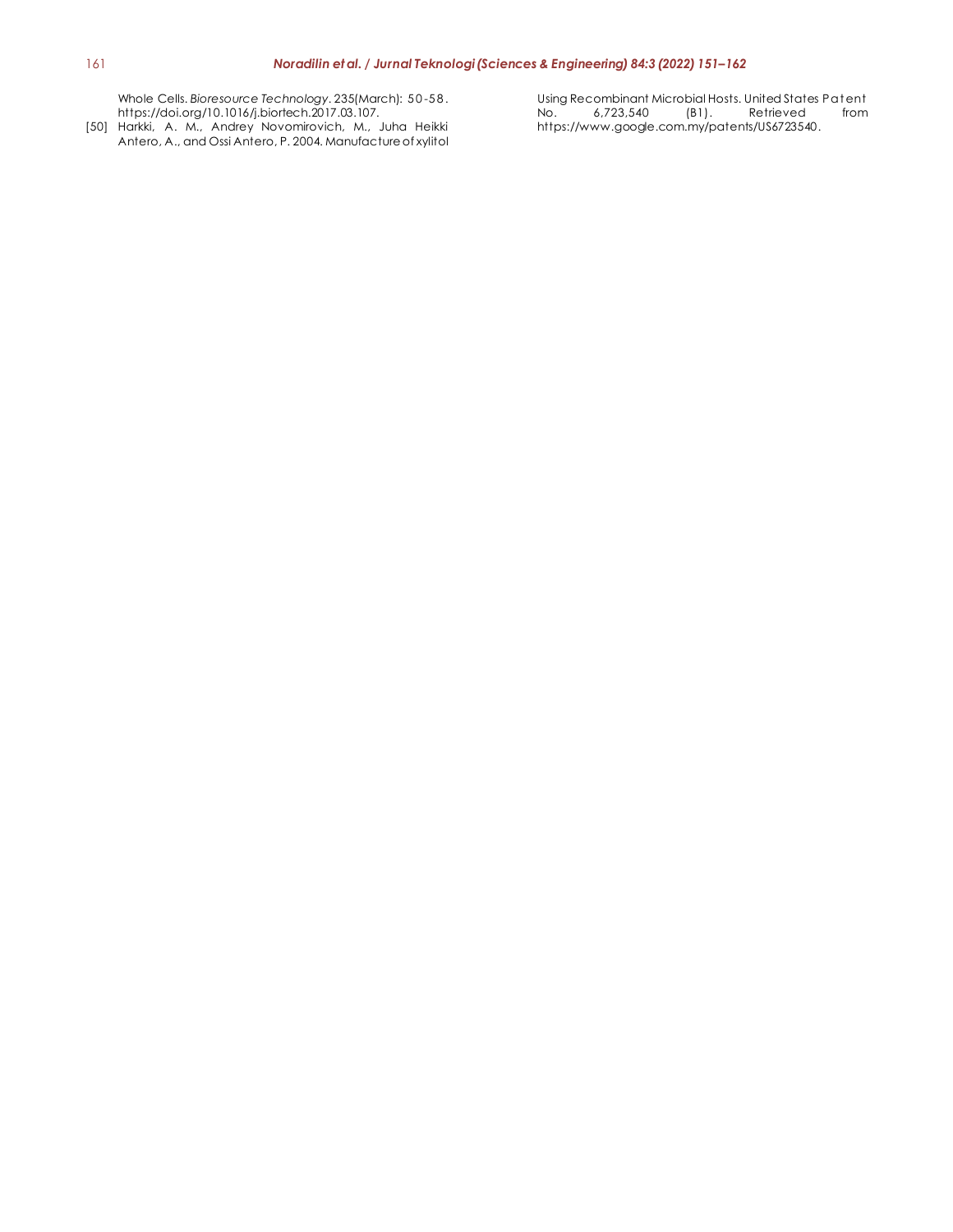Whole Cells. *Bioresource Technology*. 235(March): 50-58. https://doi.org/10.1016/j.biortech.2017.03.107.

[50] Harkki, A. M., Andrey Novomirovich, M., Juha Heikki Antero, A., and Ossi Antero, P. 2004. Manufacture of xylitol Using Recombinant Microbial Hosts. United States Patent No. 6,723,540 (B1). Retrieved from https://www.google.com.my/patents/US6723540.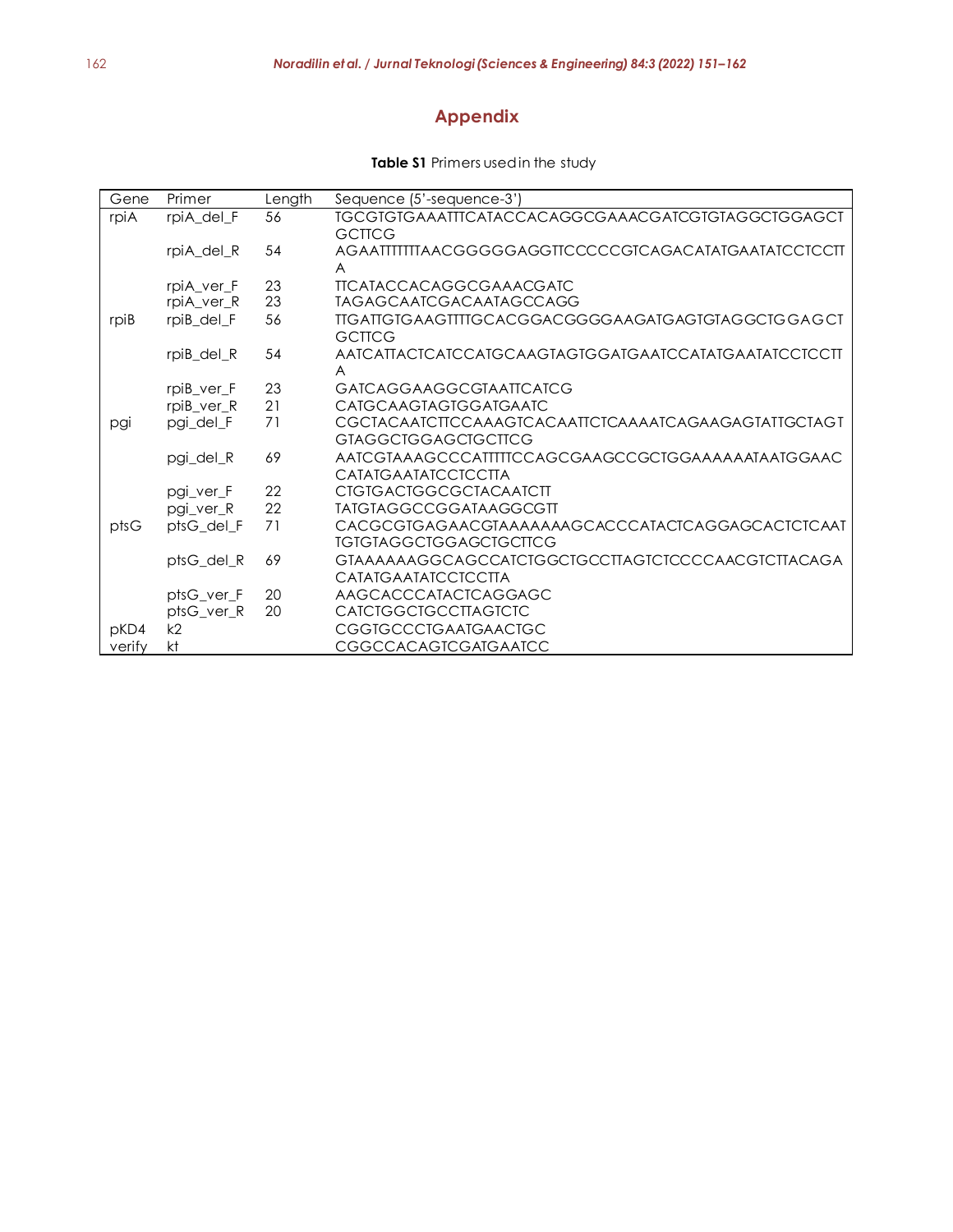# Appendix

**Table S1** Primers used in the study

| Gene | Primer | Length | Sequence (5'-sequence-3') |
|---|---|---|---|
| rpiA | rpiA_del_F | 56 | TGCGTGTGAAATTTCATACCACAGGCGAAACGATCGTGTAGGCTGGAGCTGCTTCG |
| | rpiA_del_R | 54 | AGAATTTTTTTAACGGGGGAGGTTCCCCCGTCAGACATATGAATATCCTCCTTA |
| | rpiA_ver_F | 23 | TTCATACCACAGGCGAAACGATC |
| | rpiA_ver_R | 23 | TAGAGCAATCGACAATAGCCAGG |
| rpiB | rpiB_del_F | 56 | TTGATTGTGAAGTTTTGCACGGACGGGGAAGATGAGTGTAGGCTGGAGCTGCTTCG |
| | rpiB_del_R | 54 | AATCATTACTCATCCATGCAAGTAGTGGATGAATCCATATGAATATCCTCCTTA |
| | rpiB_ver_F | 23 | GATCAGGAAGGCGTAATTCATCG |
| | rpiB_ver_R | 21 | CATGCAAGTAGTGGATGAATC |
| pgi | pgi_del_F | 71 | CGCTACAATCTTCCAAAGTCACAATTCTCAAAATCAGAAGAGTATTGCTAGTGTAGGCTGGAGCTGCTTCG |
| | pgi_del_R | 69 | AATCGTAAAGCCCATTTTTTCCAGCGAAGCCGCTGGAAAAAATAATGGAACCATATGAATATCCTCCTTA |
| | pgi_ver_F | 22 | CTGTGACTGGCGCTACAATCTT |
| | pgi_ver_R | 22 | TATGTAGGCCGGATAAGGCGTT |
| ptsG | ptsG_del_F | 71 | CACGCGTGAGAACGTAAAAAAAGCACCCATACTCAGGAGCACTCTCAATTGTGTAGGCTGGAGCTGCTTCG |
| | ptsG_del_R | 69 | GTAAAAAAGGCAGCCATCTGGCTGCCTTAGTCTCCCCAACGTCTTACAGACATATGAATATCCTCCTTA |
| | ptsG_ver_F | 20 | AAGCACCCATACTCAGGAGC |
| | ptsG_ver_R | 20 | CATCTGGCTGCCTTAGTCTC |
| pKD4 | k2 | | CGGTGCCCTGAATGAACTGC |
| verify | kt | | CGGCCACAGTCGATGAATCC |